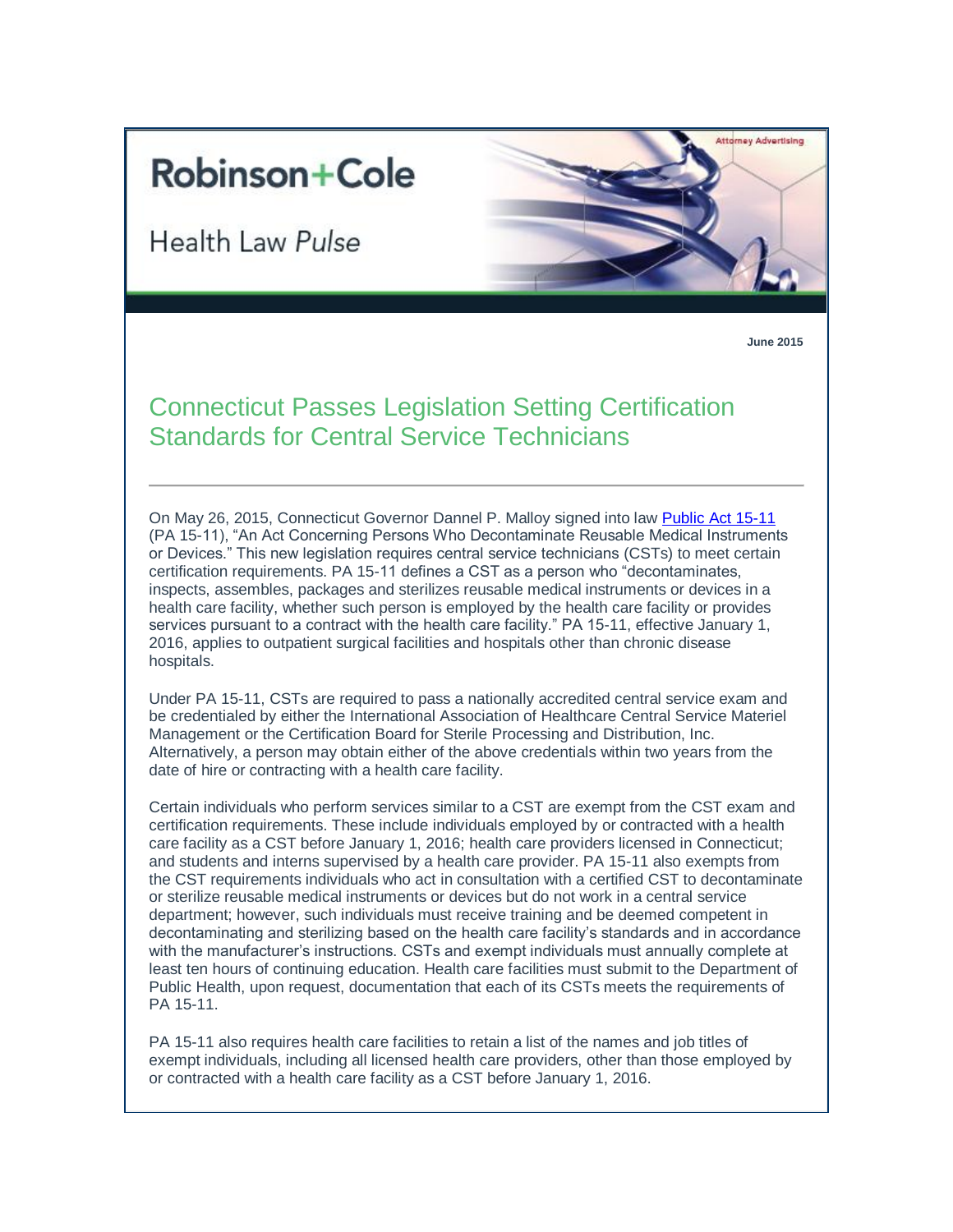Robinson+Cole

Health Law *Pulse*

Attorney Advertising

**June 2015**

# Connecticut Passes Legislation Setting Certification Standards for Central Service Technicians

---

On May 26, 2015, Connecticut Governor Dannel P. Malloy signed into law [Public Act 15-11](#) (PA 15-11), "An Act Concerning Persons Who Decontaminate Reusable Medical Instruments or Devices." This new legislation requires central service technicians (CSTs) to meet certain certification requirements. PA 15-11 defines a CST as a person who "decontaminates, inspects, assembles, packages and sterilizes reusable medical instruments or devices in a health care facility, whether such person is employed by the health care facility or provides services pursuant to a contract with the health care facility." PA 15-11, effective January 1, 2016, applies to outpatient surgical facilities and hospitals other than chronic disease hospitals.

Under PA 15-11, CSTs are required to pass a nationally accredited central service exam and be credentialed by either the International Association of Healthcare Central Service Materiel Management or the Certification Board for Sterile Processing and Distribution, Inc. Alternatively, a person may obtain either of the above credentials within two years from the date of hire or contracting with a health care facility.

Certain individuals who perform services similar to a CST are exempt from the CST exam and certification requirements. These include individuals employed by or contracted with a health care facility as a CST before January 1, 2016; health care providers licensed in Connecticut; and students and interns supervised by a health care provider. PA 15-11 also exempts from the CST requirements individuals who act in consultation with a certified CST to decontaminate or sterilize reusable medical instruments or devices but do not work in a central service department; however, such individuals must receive training and be deemed competent in decontaminating and sterilizing based on the health care facility's standards and in accordance with the manufacturer's instructions. CSTs and exempt individuals must annually complete at least ten hours of continuing education. Health care facilities must submit to the Department of Public Health, upon request, documentation that each of its CSTs meets the requirements of PA 15-11.

PA 15-11 also requires health care facilities to retain a list of the names and job titles of exempt individuals, including all licensed health care providers, other than those employed by or contracted with a health care facility as a CST before January 1, 2016.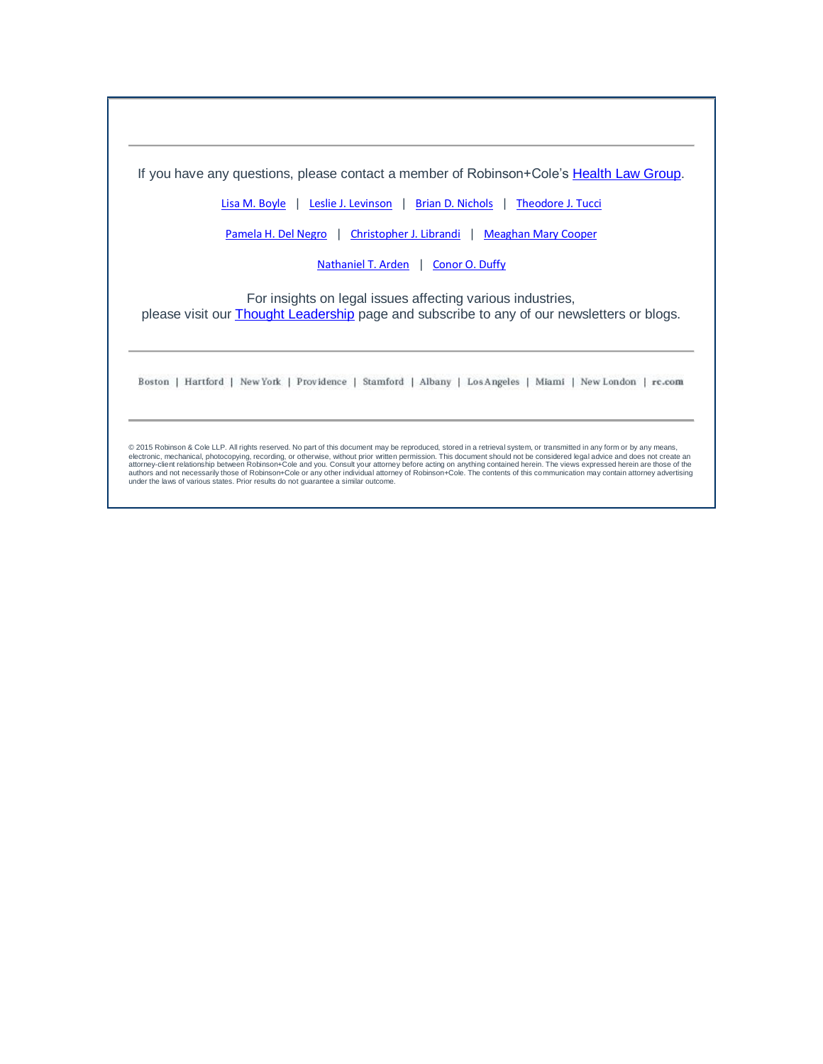---

If you have any questions, please contact a member of Robinson+Cole's Health Law Group.

Lisa M. Boyle | Leslie J. Levinson | Brian D. Nichols | Theodore J. Tucci

Pamela H. Del Negro | Christopher J. Librandi | Meaghan Mary Cooper

Nathaniel T. Arden | Conor O. Duffy

For insights on legal issues affecting various industries,
please visit our Thought Leadership page and subscribe to any of our newsletters or blogs.

---

Boston | Hartford | New York | Providence | Stamford | Albany | Los Angeles | Miami | New London | rc.com

---

© 2015 Robinson & Cole LLP. All rights reserved. No part of this document may be reproduced, stored in a retrieval system, or transmitted in any form or by any means, electronic, mechanical, photocopying, recording, or otherwise, without prior written permission. This document should not be considered legal advice and does not create an attorney-client relationship between Robinson+Cole and you. Consult your attorney before acting on anything contained herein. The views expressed herein are those of the authors and not necessarily those of Robinson+Cole or any other individual attorney of Robinson+Cole. The contents of this communication may contain attorney advertising under the laws of various states. Prior results do not guarantee a similar outcome.